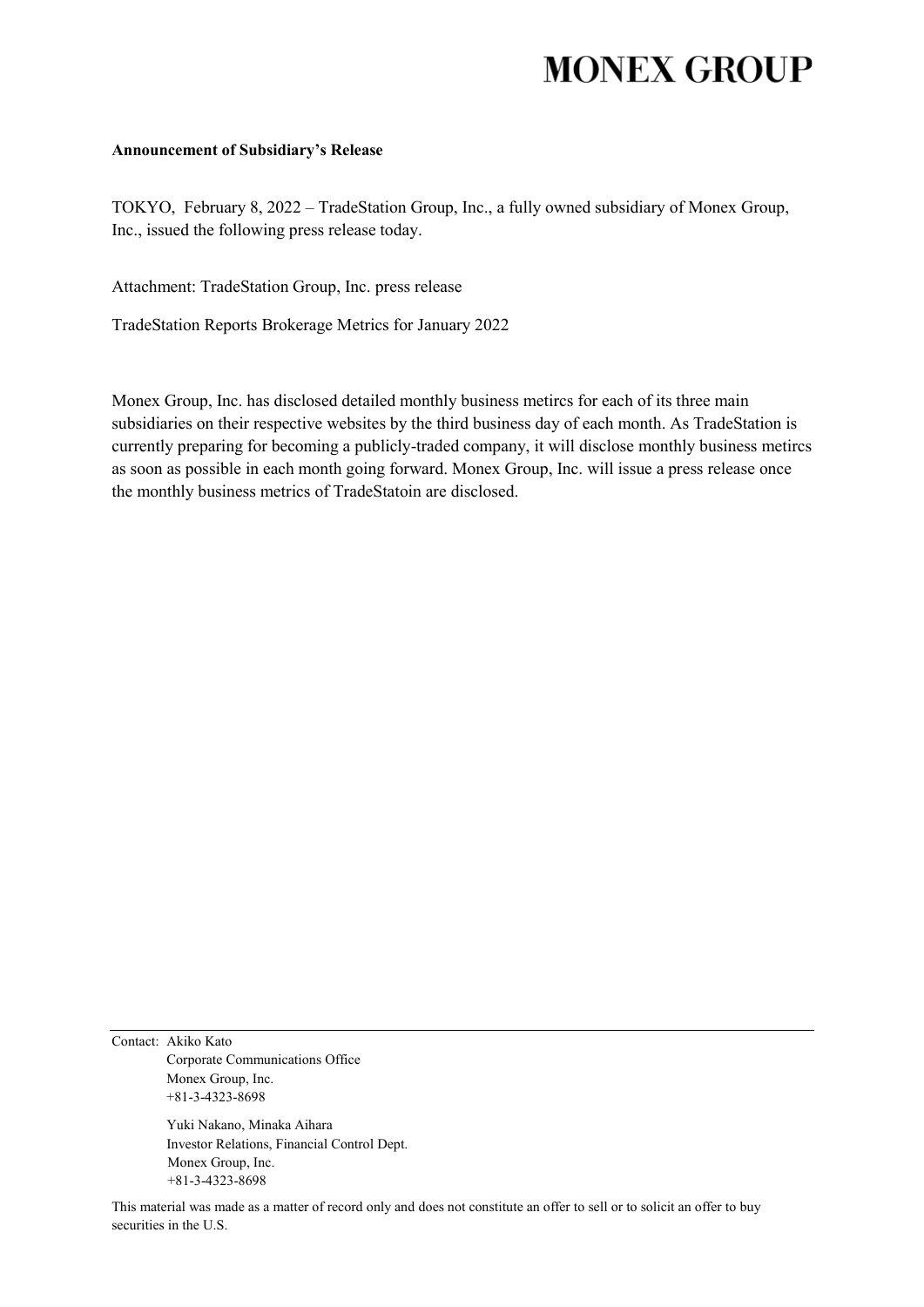# MONEX GROUP

**Announcement of Subsidiary's Release**

TOKYO, February 8, 2022 – TradeStation Group, Inc., a fully owned subsidiary of Monex Group, Inc., issued the following press release today.

Attachment: TradeStation Group, Inc. press release

TradeStation Reports Brokerage Metrics for January 2022

Monex Group, Inc. has disclosed detailed monthly business metircs for each of its three main subsidiaries on their respective websites by the third business day of each month. As TradeStation is currently preparing for becoming a publicly-traded company, it will disclose monthly business metircs as soon as possible in each month going forward. Monex Group, Inc. will issue a press release once the monthly business metrics of TradeStatoin are disclosed.

---

Contact: Akiko Kato
Corporate Communications Office
Monex Group, Inc.
+81-3-4323-8698

Yuki Nakano, Minaka Aihara
Investor Relations, Financial Control Dept.
Monex Group, Inc.
+81-3-4323-8698

This material was made as a matter of record only and does not constitute an offer to sell or to solicit an offer to buy securities in the U.S.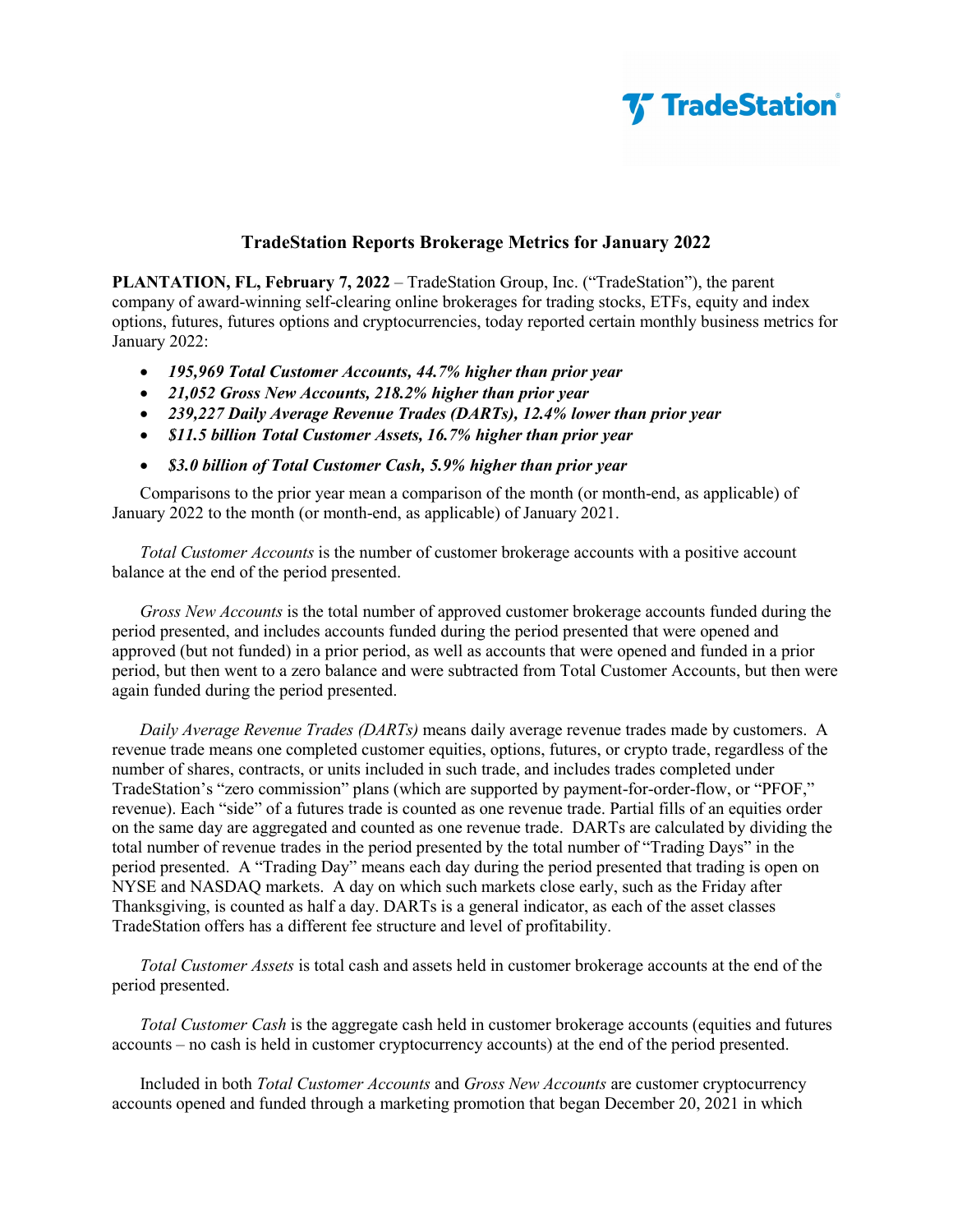# TradeStation Reports Brokerage Metrics for January 2022

**PLANTATION, FL, February 7, 2022** – TradeStation Group, Inc. ("TradeStation"), the parent company of award-winning self-clearing online brokerages for trading stocks, ETFs, equity and index options, futures, futures options and cryptocurrencies, today reported certain monthly business metrics for January 2022:

- ***195,969 Total Customer Accounts, 44.7% higher than prior year***
- ***21,052 Gross New Accounts, 218.2% higher than prior year***
- ***239,227 Daily Average Revenue Trades (DARTs), 12.4% lower than prior year***
- ***$11.5 billion Total Customer Assets, 16.7% higher than prior year***
- ***$3.0 billion of Total Customer Cash, 5.9% higher than prior year***

Comparisons to the prior year mean a comparison of the month (or month-end, as applicable) of January 2022 to the month (or month-end, as applicable) of January 2021.

*Total Customer Accounts* is the number of customer brokerage accounts with a positive account balance at the end of the period presented.

*Gross New Accounts* is the total number of approved customer brokerage accounts funded during the period presented, and includes accounts funded during the period presented that were opened and approved (but not funded) in a prior period, as well as accounts that were opened and funded in a prior period, but then went to a zero balance and were subtracted from Total Customer Accounts, but then were again funded during the period presented.

*Daily Average Revenue Trades (DARTs)* means daily average revenue trades made by customers. A revenue trade means one completed customer equities, options, futures, or crypto trade, regardless of the number of shares, contracts, or units included in such trade, and includes trades completed under TradeStation's "zero commission" plans (which are supported by payment-for-order-flow, or "PFOF," revenue). Each "side" of a futures trade is counted as one revenue trade. Partial fills of an equities order on the same day are aggregated and counted as one revenue trade. DARTs are calculated by dividing the total number of revenue trades in the period presented by the total number of "Trading Days" in the period presented. A "Trading Day" means each day during the period presented that trading is open on NYSE and NASDAQ markets. A day on which such markets close early, such as the Friday after Thanksgiving, is counted as half a day. DARTs is a general indicator, as each of the asset classes TradeStation offers has a different fee structure and level of profitability.

*Total Customer Assets* is total cash and assets held in customer brokerage accounts at the end of the period presented.

*Total Customer Cash* is the aggregate cash held in customer brokerage accounts (equities and futures accounts – no cash is held in customer cryptocurrency accounts) at the end of the period presented.

Included in both *Total Customer Accounts* and *Gross New Accounts* are customer cryptocurrency accounts opened and funded through a marketing promotion that began December 20, 2021 in which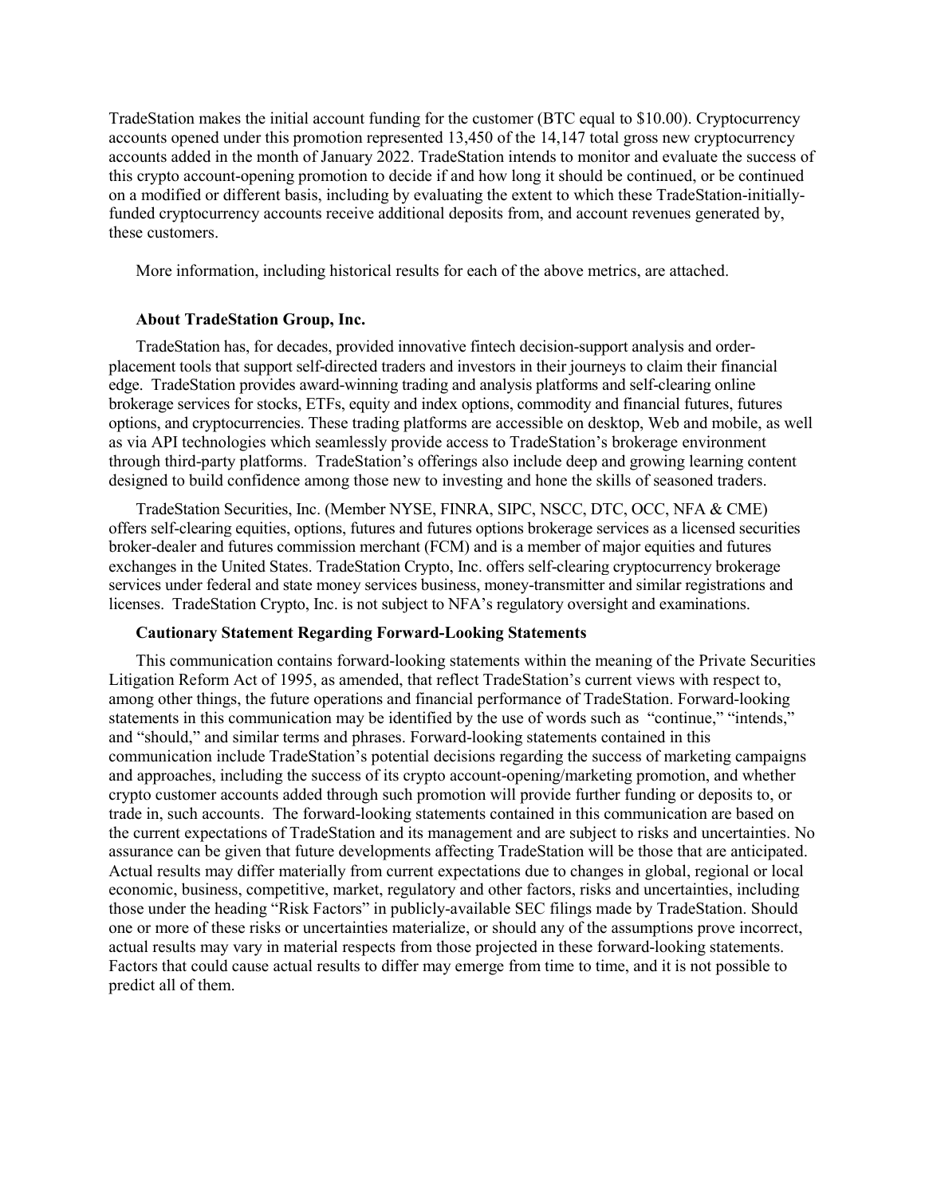TradeStation makes the initial account funding for the customer (BTC equal to $10.00). Cryptocurrency accounts opened under this promotion represented 13,450 of the 14,147 total gross new cryptocurrency accounts added in the month of January 2022. TradeStation intends to monitor and evaluate the success of this crypto account-opening promotion to decide if and how long it should be continued, or be continued on a modified or different basis, including by evaluating the extent to which these TradeStation-initially-funded cryptocurrency accounts receive additional deposits from, and account revenues generated by, these customers.

More information, including historical results for each of the above metrics, are attached.

**About TradeStation Group, Inc.**

TradeStation has, for decades, provided innovative fintech decision-support analysis and order-placement tools that support self-directed traders and investors in their journeys to claim their financial edge. TradeStation provides award-winning trading and analysis platforms and self-clearing online brokerage services for stocks, ETFs, equity and index options, commodity and financial futures, futures options, and cryptocurrencies. These trading platforms are accessible on desktop, Web and mobile, as well as via API technologies which seamlessly provide access to TradeStation's brokerage environment through third-party platforms. TradeStation's offerings also include deep and growing learning content designed to build confidence among those new to investing and hone the skills of seasoned traders.

TradeStation Securities, Inc. (Member NYSE, FINRA, SIPC, NSCC, DTC, OCC, NFA & CME) offers self-clearing equities, options, futures and futures options brokerage services as a licensed securities broker-dealer and futures commission merchant (FCM) and is a member of major equities and futures exchanges in the United States. TradeStation Crypto, Inc. offers self-clearing cryptocurrency brokerage services under federal and state money services business, money-transmitter and similar registrations and licenses. TradeStation Crypto, Inc. is not subject to NFA's regulatory oversight and examinations.

**Cautionary Statement Regarding Forward-Looking Statements**

This communication contains forward-looking statements within the meaning of the Private Securities Litigation Reform Act of 1995, as amended, that reflect TradeStation's current views with respect to, among other things, the future operations and financial performance of TradeStation. Forward-looking statements in this communication may be identified by the use of words such as "continue," "intends," and "should," and similar terms and phrases. Forward-looking statements contained in this communication include TradeStation's potential decisions regarding the success of marketing campaigns and approaches, including the success of its crypto account-opening/marketing promotion, and whether crypto customer accounts added through such promotion will provide further funding or deposits to, or trade in, such accounts. The forward-looking statements contained in this communication are based on the current expectations of TradeStation and its management and are subject to risks and uncertainties. No assurance can be given that future developments affecting TradeStation will be those that are anticipated. Actual results may differ materially from current expectations due to changes in global, regional or local economic, business, competitive, market, regulatory and other factors, risks and uncertainties, including those under the heading "Risk Factors" in publicly-available SEC filings made by TradeStation. Should one or more of these risks or uncertainties materialize, or should any of the assumptions prove incorrect, actual results may vary in material respects from those projected in these forward-looking statements. Factors that could cause actual results to differ may emerge from time to time, and it is not possible to predict all of them.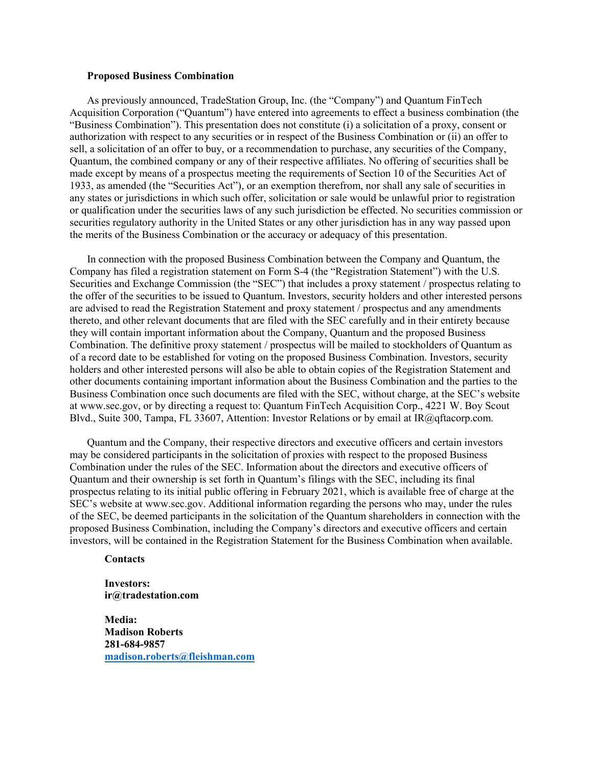**Proposed Business Combination**

As previously announced, TradeStation Group, Inc. (the "Company") and Quantum FinTech Acquisition Corporation ("Quantum") have entered into agreements to effect a business combination (the "Business Combination"). This presentation does not constitute (i) a solicitation of a proxy, consent or authorization with respect to any securities or in respect of the Business Combination or (ii) an offer to sell, a solicitation of an offer to buy, or a recommendation to purchase, any securities of the Company, Quantum, the combined company or any of their respective affiliates. No offering of securities shall be made except by means of a prospectus meeting the requirements of Section 10 of the Securities Act of 1933, as amended (the "Securities Act"), or an exemption therefrom, nor shall any sale of securities in any states or jurisdictions in which such offer, solicitation or sale would be unlawful prior to registration or qualification under the securities laws of any such jurisdiction be effected. No securities commission or securities regulatory authority in the United States or any other jurisdiction has in any way passed upon the merits of the Business Combination or the accuracy or adequacy of this presentation.

In connection with the proposed Business Combination between the Company and Quantum, the Company has filed a registration statement on Form S-4 (the "Registration Statement") with the U.S. Securities and Exchange Commission (the "SEC") that includes a proxy statement / prospectus relating to the offer of the securities to be issued to Quantum. Investors, security holders and other interested persons are advised to read the Registration Statement and proxy statement / prospectus and any amendments thereto, and other relevant documents that are filed with the SEC carefully and in their entirety because they will contain important information about the Company, Quantum and the proposed Business Combination. The definitive proxy statement / prospectus will be mailed to stockholders of Quantum as of a record date to be established for voting on the proposed Business Combination. Investors, security holders and other interested persons will also be able to obtain copies of the Registration Statement and other documents containing important information about the Business Combination and the parties to the Business Combination once such documents are filed with the SEC, without charge, at the SEC's website at www.sec.gov, or by directing a request to: Quantum FinTech Acquisition Corp., 4221 W. Boy Scout Blvd., Suite 300, Tampa, FL 33607, Attention: Investor Relations or by email at IR@qftacorp.com.

Quantum and the Company, their respective directors and executive officers and certain investors may be considered participants in the solicitation of proxies with respect to the proposed Business Combination under the rules of the SEC. Information about the directors and executive officers of Quantum and their ownership is set forth in Quantum's filings with the SEC, including its final prospectus relating to its initial public offering in February 2021, which is available free of charge at the SEC's website at www.sec.gov. Additional information regarding the persons who may, under the rules of the SEC, be deemed participants in the solicitation of the Quantum shareholders in connection with the proposed Business Combination, including the Company's directors and executive officers and certain investors, will be contained in the Registration Statement for the Business Combination when available.

**Contacts**

**Investors:**
**ir@tradestation.com**

**Media:**
**Madison Roberts**
**281-684-9857**
**madison.roberts@fleishman.com**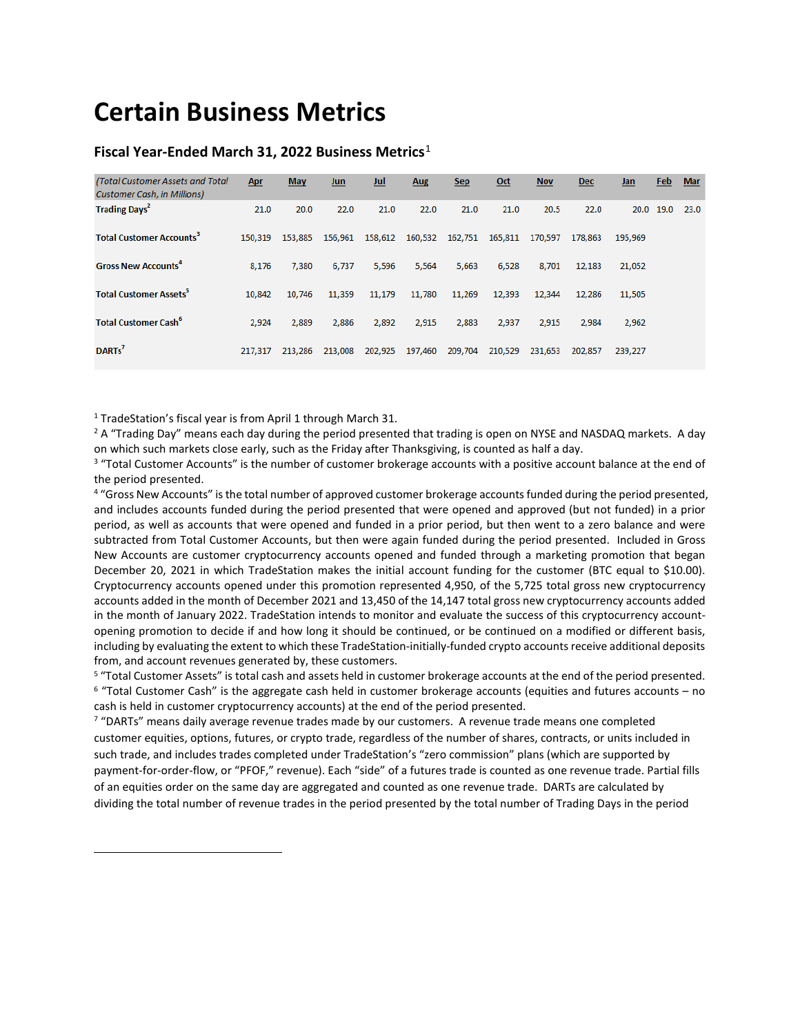# Certain Business Metrics

### Fiscal Year-Ended March 31, 2022 Business Metrics[1]

| *(Total Customer Assets and Total Customer Cash, in Millions)* | Apr | May | Jun | Jul | Aug | Sep | Oct | Nov | Dec | Jan | Feb | Mar |
|---|---|---|---|---|---|---|---|---|---|---|---|---|
| **Trading Days**[2] | 21.0 | 20.0 | 22.0 | 21.0 | 22.0 | 21.0 | 21.0 | 20.5 | 22.0 | 20.0 | 19.0 | 23.0 |
| **Total Customer Accounts**[3] | 150,319 | 153,885 | 156,961 | 158,612 | 160,532 | 162,751 | 165,811 | 170,597 | 178,863 | 195,969 | | |
| **Gross New Accounts**[4] | 8,176 | 7,380 | 6,737 | 5,596 | 5,564 | 5,663 | 6,528 | 8,701 | 12,183 | 21,052 | | |
| **Total Customer Assets**[5] | 10,842 | 10,746 | 11,359 | 11,179 | 11,780 | 11,269 | 12,393 | 12,344 | 12,286 | 11,505 | | |
| **Total Customer Cash**[6] | 2,924 | 2,889 | 2,886 | 2,892 | 2,915 | 2,883 | 2,937 | 2,915 | 2,984 | 2,962 | | |
| **DARTs**[7] | 217,317 | 213,286 | 213,008 | 202,925 | 197,460 | 209,704 | 210,529 | 231,653 | 202,857 | 239,227 | | |

[1] TradeStation's fiscal year is from April 1 through March 31.

[2] A "Trading Day" means each day during the period presented that trading is open on NYSE and NASDAQ markets. A day on which such markets close early, such as the Friday after Thanksgiving, is counted as half a day.

[3] "Total Customer Accounts" is the number of customer brokerage accounts with a positive account balance at the end of the period presented.

[4] "Gross New Accounts" is the total number of approved customer brokerage accounts funded during the period presented, and includes accounts funded during the period presented that were opened and approved (but not funded) in a prior period, as well as accounts that were opened and funded in a prior period, but then went to a zero balance and were subtracted from Total Customer Accounts, but then were again funded during the period presented. Included in Gross New Accounts are customer cryptocurrency accounts opened and funded through a marketing promotion that began December 20, 2021 in which TradeStation makes the initial account funding for the customer (BTC equal to $10.00). Cryptocurrency accounts opened under this promotion represented 4,950, of the 5,725 total gross new cryptocurrency accounts added in the month of December 2021 and 13,450 of the 14,147 total gross new cryptocurrency accounts added in the month of January 2022. TradeStation intends to monitor and evaluate the success of this cryptocurrency account-opening promotion to decide if and how long it should be continued, or be continued on a modified or different basis, including by evaluating the extent to which these TradeStation-initially-funded crypto accounts receive additional deposits from, and account revenues generated by, these customers.

[5] "Total Customer Assets" is total cash and assets held in customer brokerage accounts at the end of the period presented.

[6] "Total Customer Cash" is the aggregate cash held in customer brokerage accounts (equities and futures accounts – no cash is held in customer cryptocurrency accounts) at the end of the period presented.

[7] "DARTs" means daily average revenue trades made by our customers. A revenue trade means one completed customer equities, options, futures, or crypto trade, regardless of the number of shares, contracts, or units included in such trade, and includes trades completed under TradeStation's "zero commission" plans (which are supported by payment-for-order-flow, or "PFOF," revenue). Each "side" of a futures trade is counted as one revenue trade. Partial fills of an equities order on the same day are aggregated and counted as one revenue trade. DARTs are calculated by dividing the total number of revenue trades in the period presented by the total number of Trading Days in the period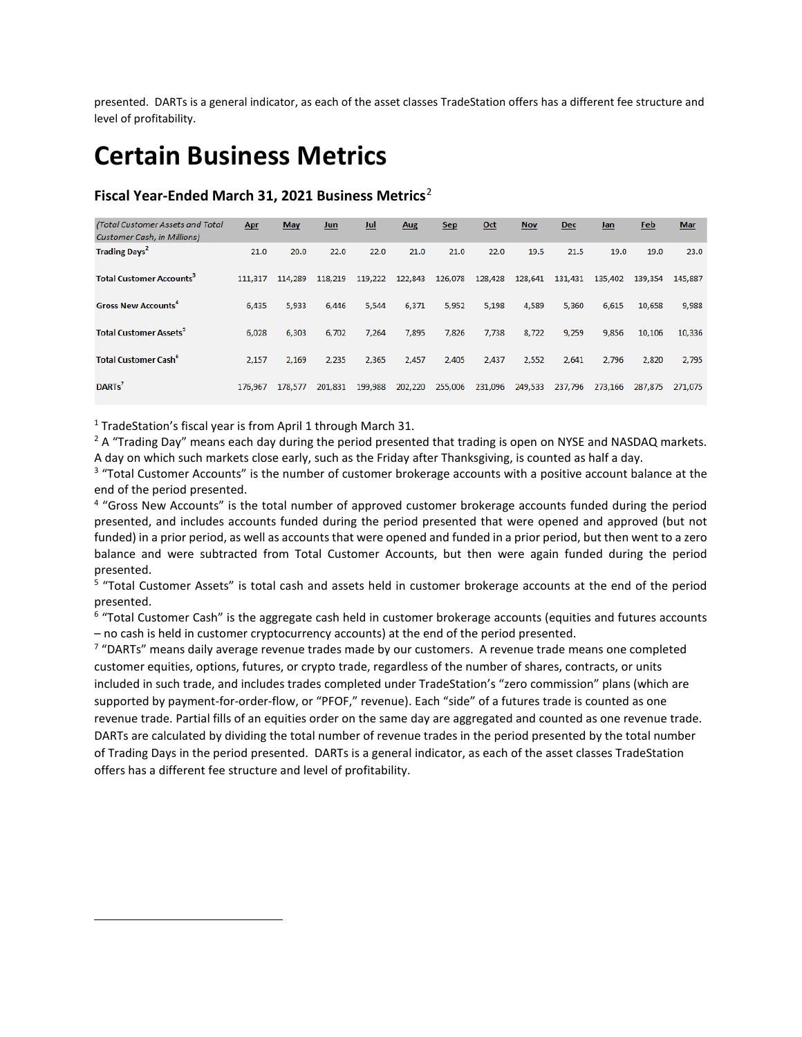presented. DARTs is a general indicator, as each of the asset classes TradeStation offers has a different fee structure and level of profitability.

# Certain Business Metrics

### Fiscal Year-Ended March 31, 2021 Business Metrics[2]

| *(Total Customer Assets and Total Customer Cash, in Millions)* | Apr | May | Jun | Jul | Aug | Sep | Oct | Nov | Dec | Jan | Feb | Mar |
|---|---|---|---|---|---|---|---|---|---|---|---|---|
| **Trading Days[2]** | 21.0 | 20.0 | 22.0 | 22.0 | 21.0 | 21.0 | 22.0 | 19.5 | 21.5 | 19.0 | 19.0 | 23.0 |
| **Total Customer Accounts[3]** | 111,317 | 114,289 | 118,219 | 119,222 | 122,843 | 126,078 | 128,428 | 128,641 | 131,431 | 135,402 | 139,354 | 145,887 |
| **Gross New Accounts[4]** | 6,435 | 5,933 | 6,446 | 5,544 | 6,371 | 5,952 | 5,198 | 4,589 | 5,360 | 6,615 | 10,658 | 9,988 |
| **Total Customer Assets[5]** | 6,028 | 6,303 | 6,702 | 7,264 | 7,895 | 7,826 | 7,738 | 8,722 | 9,259 | 9,856 | 10,106 | 10,336 |
| **Total Customer Cash[6]** | 2,157 | 2,169 | 2,235 | 2,365 | 2,457 | 2,405 | 2,437 | 2,552 | 2,641 | 2,796 | 2,820 | 2,795 |
| **DARTs[7]** | 176,967 | 178,577 | 201,831 | 199,988 | 202,220 | 255,006 | 231,096 | 249,533 | 237,796 | 273,166 | 287,875 | 271,075 |

[1] TradeStation's fiscal year is from April 1 through March 31.

[2] A "Trading Day" means each day during the period presented that trading is open on NYSE and NASDAQ markets. A day on which such markets close early, such as the Friday after Thanksgiving, is counted as half a day.

[3] "Total Customer Accounts" is the number of customer brokerage accounts with a positive account balance at the end of the period presented.

[4] "Gross New Accounts" is the total number of approved customer brokerage accounts funded during the period presented, and includes accounts funded during the period presented that were opened and approved (but not funded) in a prior period, as well as accounts that were opened and funded in a prior period, but then went to a zero balance and were subtracted from Total Customer Accounts, but then were again funded during the period presented.

[5] "Total Customer Assets" is total cash and assets held in customer brokerage accounts at the end of the period presented.

[6] "Total Customer Cash" is the aggregate cash held in customer brokerage accounts (equities and futures accounts – no cash is held in customer cryptocurrency accounts) at the end of the period presented.

[7] "DARTs" means daily average revenue trades made by our customers. A revenue trade means one completed customer equities, options, futures, or crypto trade, regardless of the number of shares, contracts, or units included in such trade, and includes trades completed under TradeStation's "zero commission" plans (which are supported by payment-for-order-flow, or "PFOF," revenue). Each "side" of a futures trade is counted as one revenue trade. Partial fills of an equities order on the same day are aggregated and counted as one revenue trade. DARTs are calculated by dividing the total number of revenue trades in the period presented by the total number of Trading Days in the period presented. DARTs is a general indicator, as each of the asset classes TradeStation offers has a different fee structure and level of profitability.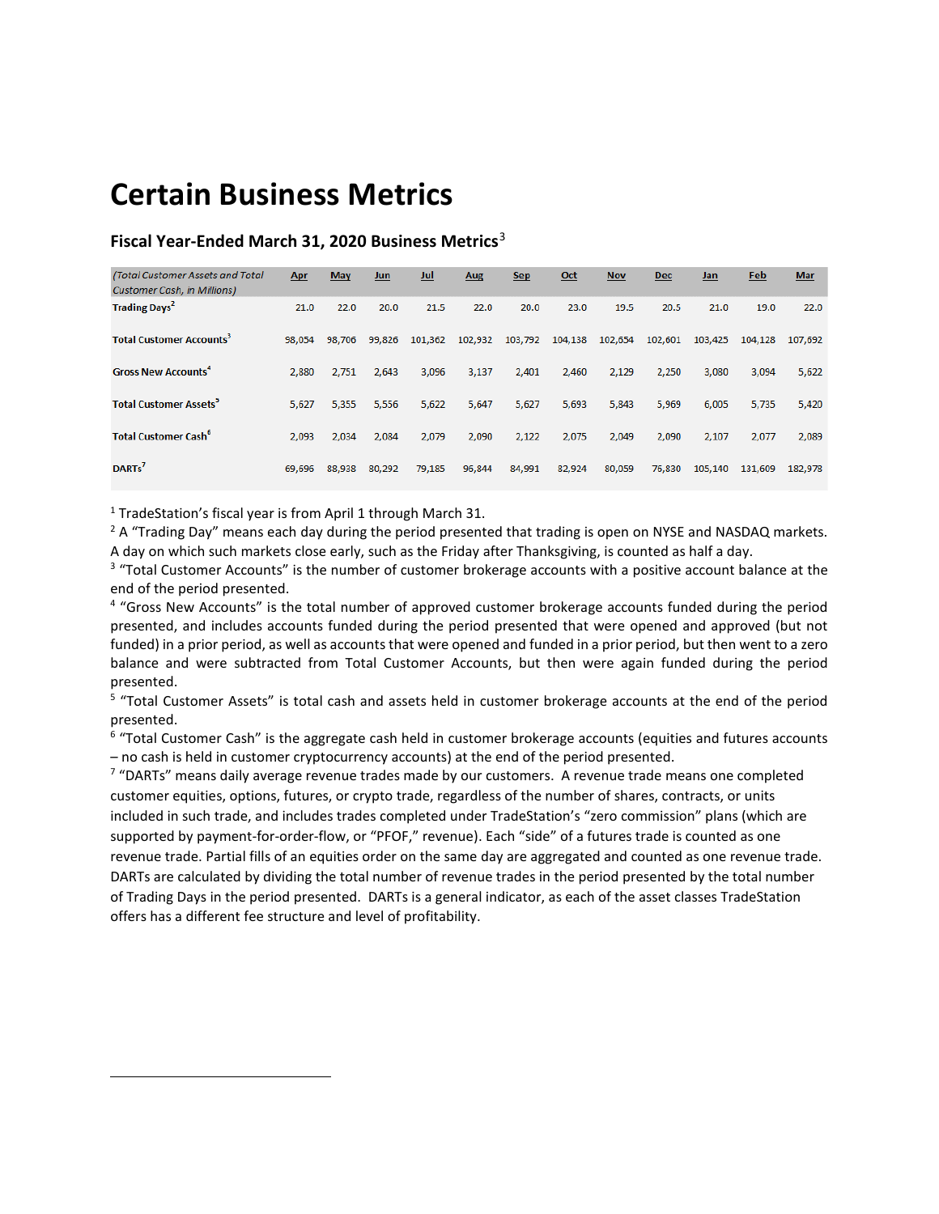# Certain Business Metrics

### Fiscal Year-Ended March 31, 2020 Business Metrics[3]

| *(Total Customer Assets and Total Customer Cash, in Millions)* | Apr | May | Jun | Jul | Aug | Sep | Oct | Nov | Dec | Jan | Feb | Mar |
|---|---|---|---|---|---|---|---|---|---|---|---|---|
| **Trading Days**[2] | 21.0 | 22.0 | 20.0 | 21.5 | 22.0 | 20.0 | 23.0 | 19.5 | 20.5 | 21.0 | 19.0 | 22.0 |
| **Total Customer Accounts**[3] | 98,054 | 98,706 | 99,826 | 101,362 | 102,932 | 103,792 | 104,138 | 102,654 | 102,601 | 103,425 | 104,128 | 107,692 |
| **Gross New Accounts**[4] | 2,880 | 2,751 | 2,643 | 3,096 | 3,137 | 2,401 | 2,460 | 2,129 | 2,250 | 3,080 | 3,094 | 5,622 |
| **Total Customer Assets**[5] | 5,627 | 5,355 | 5,556 | 5,622 | 5,647 | 5,627 | 5,693 | 5,843 | 5,969 | 6,005 | 5,735 | 5,420 |
| **Total Customer Cash**[6] | 2,093 | 2,034 | 2,084 | 2,079 | 2,090 | 2,122 | 2,075 | 2,049 | 2,090 | 2,107 | 2,077 | 2,089 |
| **DARTs**[7] | 69,696 | 88,938 | 80,292 | 79,185 | 96,844 | 84,991 | 82,924 | 80,059 | 76,830 | 105,140 | 131,609 | 182,978 |

[1] TradeStation's fiscal year is from April 1 through March 31.

[2] A "Trading Day" means each day during the period presented that trading is open on NYSE and NASDAQ markets. A day on which such markets close early, such as the Friday after Thanksgiving, is counted as half a day.

[3] "Total Customer Accounts" is the number of customer brokerage accounts with a positive account balance at the end of the period presented.

[4] "Gross New Accounts" is the total number of approved customer brokerage accounts funded during the period presented, and includes accounts funded during the period presented that were opened and approved (but not funded) in a prior period, as well as accounts that were opened and funded in a prior period, but then went to a zero balance and were subtracted from Total Customer Accounts, but then were again funded during the period presented.

[5] "Total Customer Assets" is total cash and assets held in customer brokerage accounts at the end of the period presented.

[6] "Total Customer Cash" is the aggregate cash held in customer brokerage accounts (equities and futures accounts – no cash is held in customer cryptocurrency accounts) at the end of the period presented.

[7] "DARTs" means daily average revenue trades made by our customers. A revenue trade means one completed customer equities, options, futures, or crypto trade, regardless of the number of shares, contracts, or units included in such trade, and includes trades completed under TradeStation's "zero commission" plans (which are supported by payment-for-order-flow, or "PFOF," revenue). Each "side" of a futures trade is counted as one revenue trade. Partial fills of an equities order on the same day are aggregated and counted as one revenue trade. DARTs are calculated by dividing the total number of revenue trades in the period presented by the total number of Trading Days in the period presented. DARTs is a general indicator, as each of the asset classes TradeStation offers has a different fee structure and level of profitability.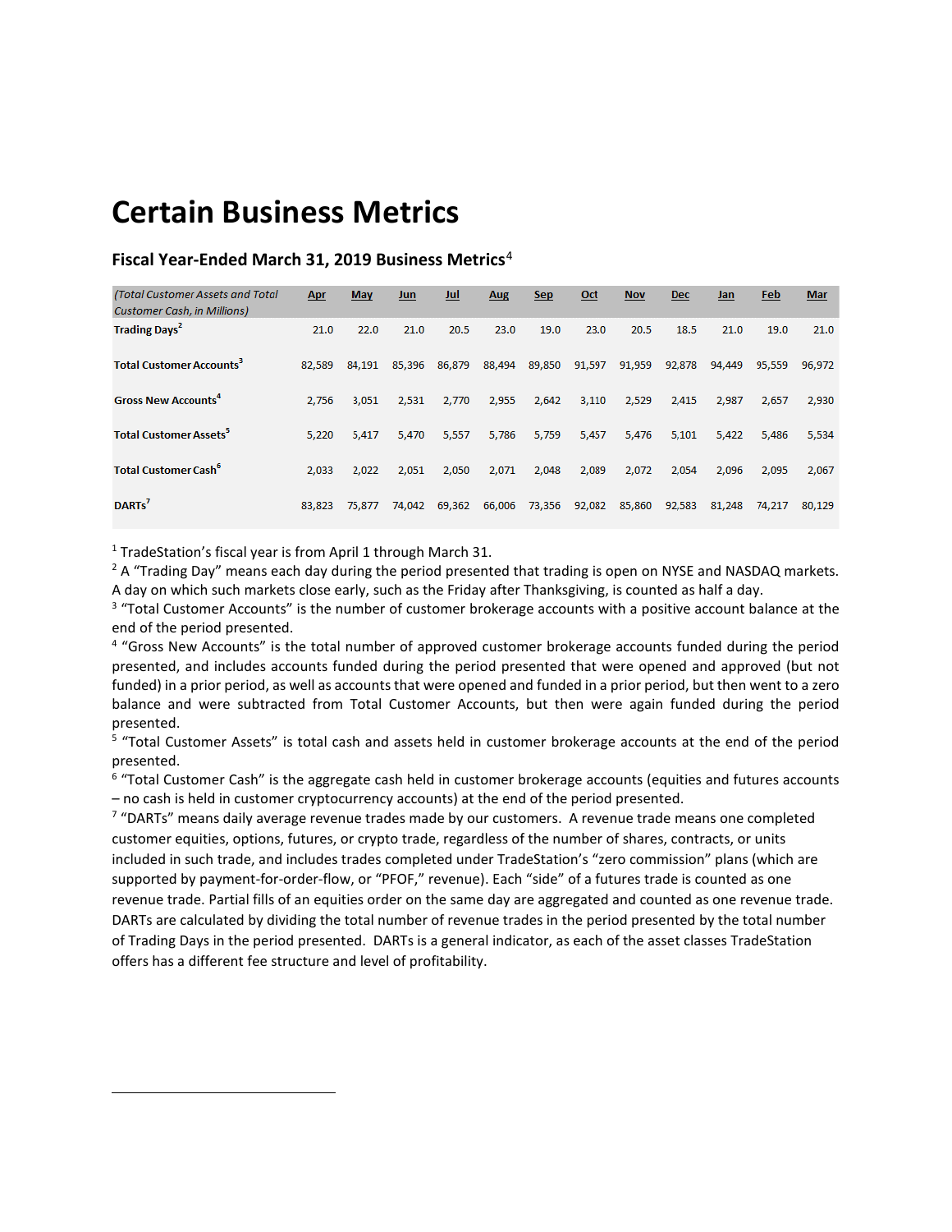# Certain Business Metrics

### Fiscal Year-Ended March 31, 2019 Business Metrics[4]

| *(Total Customer Assets and Total Customer Cash, in Millions)* | Apr | May | Jun | Jul | Aug | Sep | Oct | Nov | Dec | Jan | Feb | Mar |
|---|---|---|---|---|---|---|---|---|---|---|---|---|
| **Trading Days[2]** | 21.0 | 22.0 | 21.0 | 20.5 | 23.0 | 19.0 | 23.0 | 20.5 | 18.5 | 21.0 | 19.0 | 21.0 |
| **Total Customer Accounts[3]** | 82,589 | 84,191 | 85,396 | 86,879 | 88,494 | 89,850 | 91,597 | 91,959 | 92,878 | 94,449 | 95,559 | 96,972 |
| **Gross New Accounts[4]** | 2,756 | 3,051 | 2,531 | 2,770 | 2,955 | 2,642 | 3,110 | 2,529 | 2,415 | 2,987 | 2,657 | 2,930 |
| **Total Customer Assets[5]** | 5,220 | 5,417 | 5,470 | 5,557 | 5,786 | 5,759 | 5,457 | 5,476 | 5,101 | 5,422 | 5,486 | 5,534 |
| **Total Customer Cash[6]** | 2,033 | 2,022 | 2,051 | 2,050 | 2,071 | 2,048 | 2,089 | 2,072 | 2,054 | 2,096 | 2,095 | 2,067 |
| **DARTs[7]** | 83,823 | 75,877 | 74,042 | 69,362 | 66,006 | 73,356 | 92,082 | 85,860 | 92,583 | 81,248 | 74,217 | 80,129 |

[1] TradeStation's fiscal year is from April 1 through March 31.

[2] A "Trading Day" means each day during the period presented that trading is open on NYSE and NASDAQ markets. A day on which such markets close early, such as the Friday after Thanksgiving, is counted as half a day.

[3] "Total Customer Accounts" is the number of customer brokerage accounts with a positive account balance at the end of the period presented.

[4] "Gross New Accounts" is the total number of approved customer brokerage accounts funded during the period presented, and includes accounts funded during the period presented that were opened and approved (but not funded) in a prior period, as well as accounts that were opened and funded in a prior period, but then went to a zero balance and were subtracted from Total Customer Accounts, but then were again funded during the period presented.

[5] "Total Customer Assets" is total cash and assets held in customer brokerage accounts at the end of the period presented.

[6] "Total Customer Cash" is the aggregate cash held in customer brokerage accounts (equities and futures accounts – no cash is held in customer cryptocurrency accounts) at the end of the period presented.

[7] "DARTs" means daily average revenue trades made by our customers. A revenue trade means one completed customer equities, options, futures, or crypto trade, regardless of the number of shares, contracts, or units included in such trade, and includes trades completed under TradeStation's "zero commission" plans (which are supported by payment-for-order-flow, or "PFOF," revenue). Each "side" of a futures trade is counted as one revenue trade. Partial fills of an equities order on the same day are aggregated and counted as one revenue trade. DARTs are calculated by dividing the total number of revenue trades in the period presented by the total number of Trading Days in the period presented. DARTs is a general indicator, as each of the asset classes TradeStation offers has a different fee structure and level of profitability.